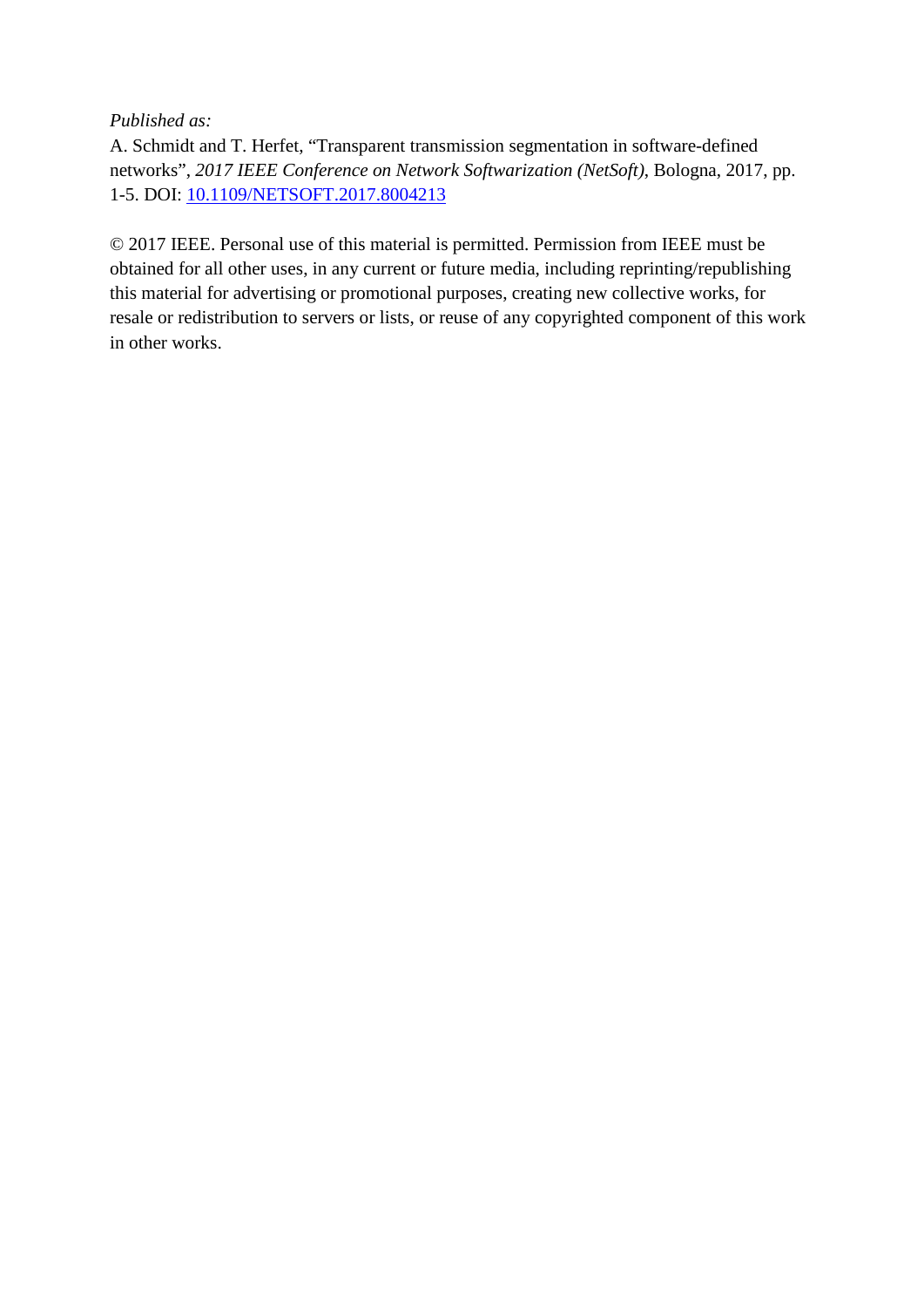*Published as:*

A. Schmidt and T. Herfet, "Transparent transmission segmentation in software-defined networks", *2017 IEEE Conference on Network Softwarization (NetSoft)*, Bologna, 2017, pp. 1-5. DOI: [10.1109/NETSOFT.2017.8004213](https://doi.org/10.1109/NETSOFT.2017.8004213)

© 2017 IEEE. Personal use of this material is permitted. Permission from IEEE must be obtained for all other uses, in any current or future media, including reprinting/republishing this material for advertising or promotional purposes, creating new collective works, for resale or redistribution to servers or lists, or reuse of any copyrighted component of this work in other works.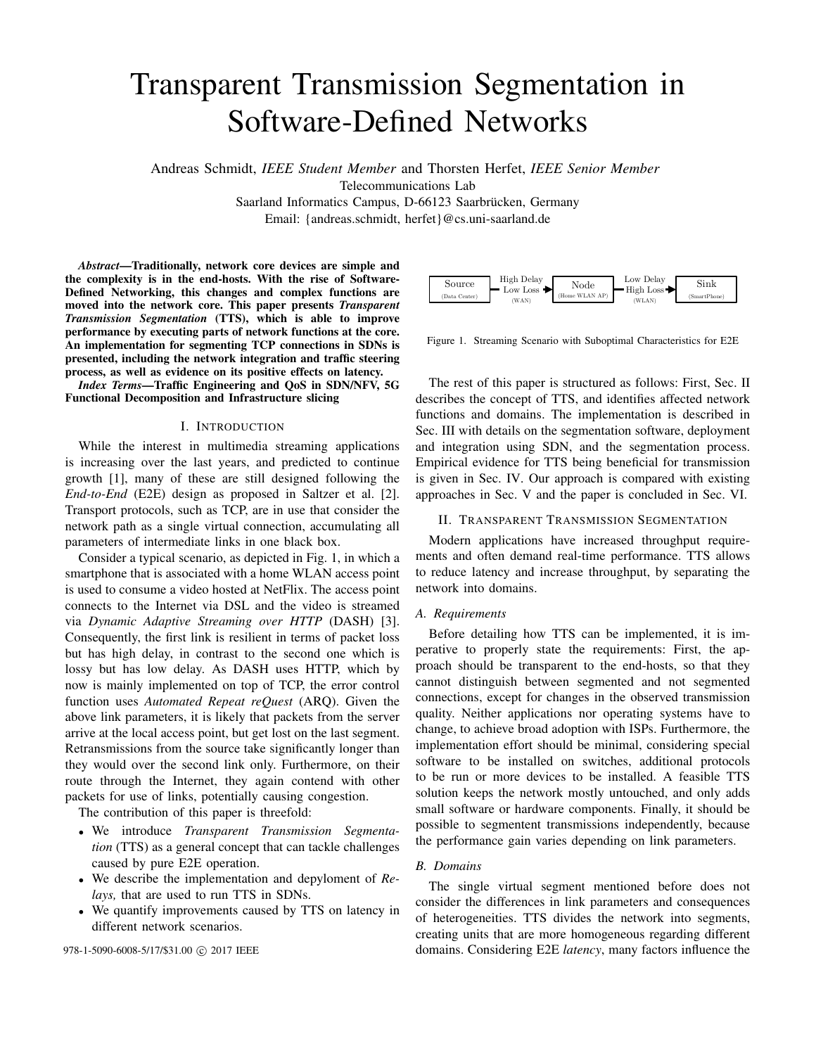# Transparent Transmission Segmentation in Software-Defined Networks

Andreas Schmidt, *IEEE Student Member* and Thorsten Herfet, *IEEE Senior Member*
Telecommunications Lab
Saarland Informatics Campus, D-66123 Saarbrücken, Germany
Email: {andreas.schmidt, herfet}@cs.uni-saarland.de

***Abstract*—Traditionally, network core devices are simple and the complexity is in the end-hosts. With the rise of Software-Defined Networking, this changes and complex functions are moved into the network core. This paper presents *Transparent Transmission Segmentation* (TTS), which is able to improve performance by executing parts of network functions at the core. An implementation for segmenting TCP connections in SDNs is presented, including the network integration and traffic steering process, as well as evidence on its positive effects on latency.**

***Index Terms*—Traffic Engineering and QoS in SDN/NFV, 5G Functional Decomposition and Infrastructure slicing**

## I. Introduction

While the interest in multimedia streaming applications is increasing over the last years, and predicted to continue growth [1], many of these are still designed following the *End-to-End* (E2E) design as proposed in Saltzer et al. [2]. Transport protocols, such as TCP, are in use that consider the network path as a single virtual connection, accumulating all parameters of intermediate links in one black box.

Consider a typical scenario, as depicted in Fig. 1, in which a smartphone that is associated with a home WLAN access point is used to consume a video hosted at NetFlix. The access point connects to the Internet via DSL and the video is streamed via *Dynamic Adaptive Streaming over HTTP* (DASH) [3]. Consequently, the first link is resilient in terms of packet loss but has high delay, in contrast to the second one which is lossy but has low delay. As DASH uses HTTP, which by now is mainly implemented on top of TCP, the error control function uses *Automated Repeat reQuest* (ARQ). Given the above link parameters, it is likely that packets from the server arrive at the local access point, but get lost on the last segment. Retransmissions from the source take significantly longer than they would over the second link only. Furthermore, on their route through the Internet, they again contend with other packets for use of links, potentially causing congestion.

The contribution of this paper is threefold:

- We introduce *Transparent Transmission Segmentation* (TTS) as a general concept that can tackle challenges caused by pure E2E operation.
- We describe the implementation and depylomen of *Relays,* that are used to run TTS in SDNs.
- We quantify improvements caused by TTS on latency in different network scenarios.

Source (Data Center) → High Delay, Low Loss (WAN) → Node (Home WLAN AP) → Low Delay, High Loss (WLAN) → Sink (SmartPhone)

Figure 1. Streaming Scenario with Suboptimal Characteristics for E2E

The rest of this paper is structured as follows: First, Sec. II describes the concept of TTS, and identifies affected network functions and domains. The implementation is described in Sec. III with details on the segmentation software, deployment and integration using SDN, and the segmentation process. Empirical evidence for TTS being beneficial for transmission is given in Sec. IV. Our approach is compared with existing approaches in Sec. V and the paper is concluded in Sec. VI.

## II. Transparent Transmission Segmentation

Modern applications have increased throughput requirements and often demand real-time performance. TTS allows to reduce latency and increase throughput, by separating the network into domains.

### A. Requirements

Before detailing how TTS can be implemented, it is imperative to properly state the requirements: First, the approach should be transparent to the end-hosts, so that they cannot distinguish between segmented and not segmented connections, except for changes in the observed transmission quality. Neither applications nor operating systems have to change, to achieve broad adoption with ISPs. Furthermore, the implementation effort should be minimal, considering special software to be installed on switches, additional protocols to be run or more devices to be installed. A feasible TTS solution keeps the network mostly untouched, and only adds small software or hardware components. Finally, it should be possible to segmentent transmissions independently, because the performance gain varies depending on link parameters.

### B. Domains

The single virtual segment mentioned before does not consider the differences in link parameters and consequences of heterogeneities. TTS divides the network into segments, creating units that are more homogeneous regarding different domains. Considering E2E *latency*, many factors influence the

978-1-5090-6008-5/17/$31.00 © 2017 IEEE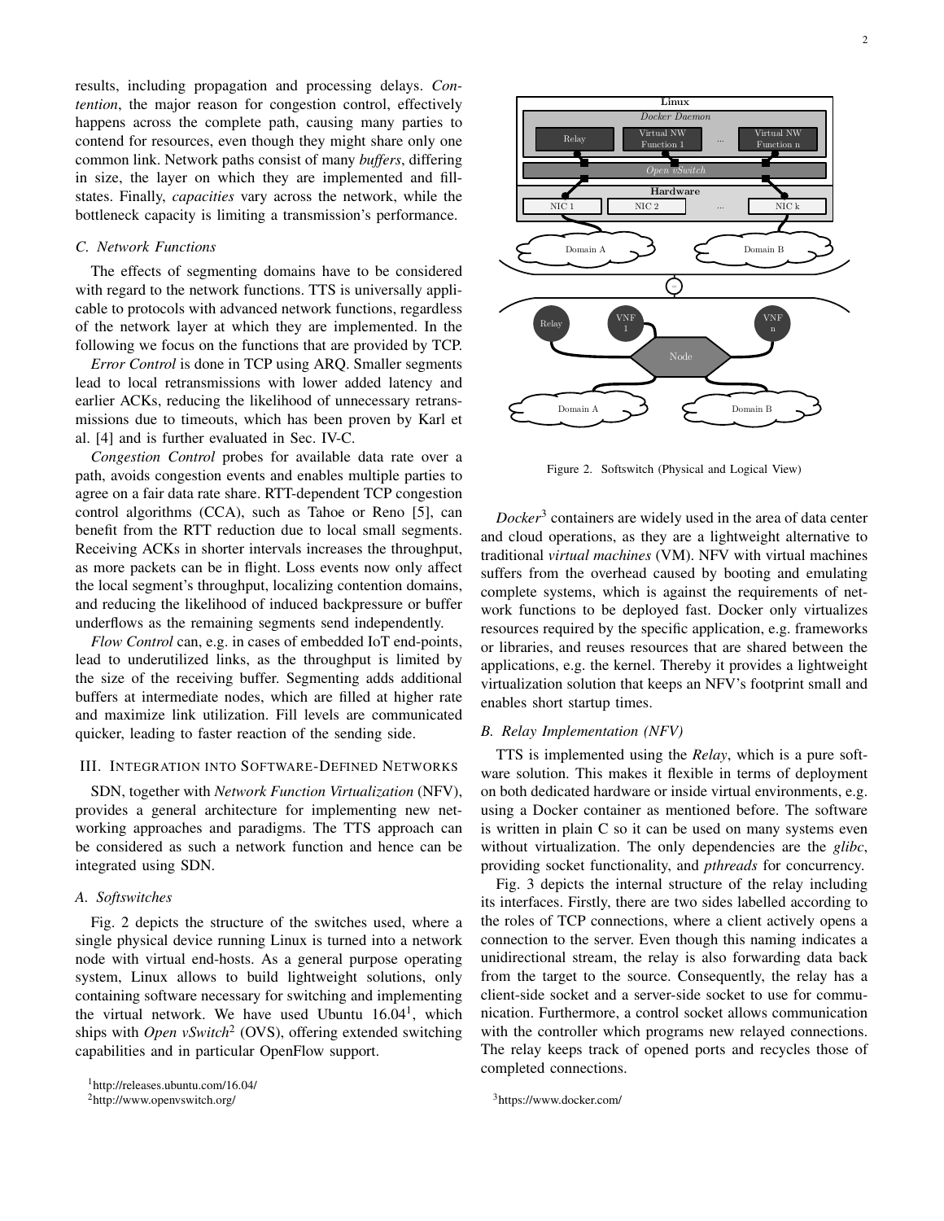results, including propagation and processing delays. *Contention*, the major reason for congestion control, effectively happens across the complete path, causing many parties to contend for resources, even though they might share only one common link. Network paths consist of many *buffers*, differing in size, the layer on which they are implemented and fill-states. Finally, *capacities* vary across the network, while the bottleneck capacity is limiting a transmission's performance.

### C. Network Functions

The effects of segmenting domains have to be considered with regard to the network functions. TTS is universally applicable to protocols with advanced network functions, regardless of the network layer at which they are implemented. In the following we focus on the functions that are provided by TCP.

*Error Control* is done in TCP using ARQ. Smaller segments lead to local retransmissions with lower added latency and earlier ACKs, reducing the likelihood of unnecessary retransmissions due to timeouts, which has been proven by Karl et al. [4] and is further evaluated in Sec. IV-C.

*Congestion Control* probes for available data rate over a path, avoids congestion events and enables multiple parties to agree on a fair data rate share. RTT-dependent TCP congestion control algorithms (CCA), such as Tahoe or Reno [5], can benefit from the RTT reduction due to local small segments. Receiving ACKs in shorter intervals increases the throughput, as more packets can be in flight. Loss events now only affect the local segment's throughput, localizing contention domains, and reducing the likelihood of induced backpressure or buffer underflows as the remaining segments send independently.

*Flow Control* can, e.g. in cases of embedded IoT end-points, lead to underutilized links, as the throughput is limited by the size of the receiving buffer. Segmenting adds additional buffers at intermediate nodes, which are filled at higher rate and maximize link utilization. Fill levels are communicated quicker, leading to faster reaction of the sending side.

## III. Integration into Software-Defined Networks

SDN, together with *Network Function Virtualization* (NFV), provides a general architecture for implementing new networking approaches and paradigms. The TTS approach can be considered as such a network function and hence can be integrated using SDN.

### A. Softswitches

Fig. 2 depicts the structure of the switches used, where a single physical device running Linux is turned into a network node with virtual end-hosts. As a general purpose operating system, Linux allows to build lightweight solutions, only containing software necessary for switching and implementing the virtual network. We have used Ubuntu 16.04[1], which ships with *Open vSwitch*[2] (OVS), offering extended switching capabilities and in particular OpenFlow support.

[1] http://releases.ubuntu.com/16.04/

[2] http://www.openvswitch.org/

Figure 2. Softswitch (Physical and Logical View)

*Docker*[3] containers are widely used in the area of data center and cloud operations, as they are a lightweight alternative to traditional *virtual machines* (VM). NFV with virtual machines suffers from the overhead caused by booting and emulating complete systems, which is against the requirements of network functions to be deployed fast. Docker only virtualizes resources required by the specific application, e.g. frameworks or libraries, and reuses resources that are shared between the applications, e.g. the kernel. Thereby it provides a lightweight virtualization solution that keeps an NFV's footprint small and enables short startup times.

### B. Relay Implementation (NFV)

TTS is implemented using the *Relay*, which is a pure software solution. This makes it flexible in terms of deployment on both dedicated hardware or inside virtual environments, e.g. using a Docker container as mentioned before. The software is written in plain C so it can be used on many systems even without virtualization. The only dependencies are the *glibc*, providing socket functionality, and *pthreads* for concurrency.

Fig. 3 depicts the internal structure of the relay including its interfaces. Firstly, there are two sides labelled according to the roles of TCP connections, where a client actively opens a connection to the server. Even though this naming indicates a unidirectional stream, the relay is also forwarding data back from the target to the source. Consequently, the relay has a client-side socket and a server-side socket to use for communication. Furthermore, a control socket allows communication with the controller which programs new relayed connections. The relay keeps track of opened ports and recycles those of completed connections.

[3] https://www.docker.com/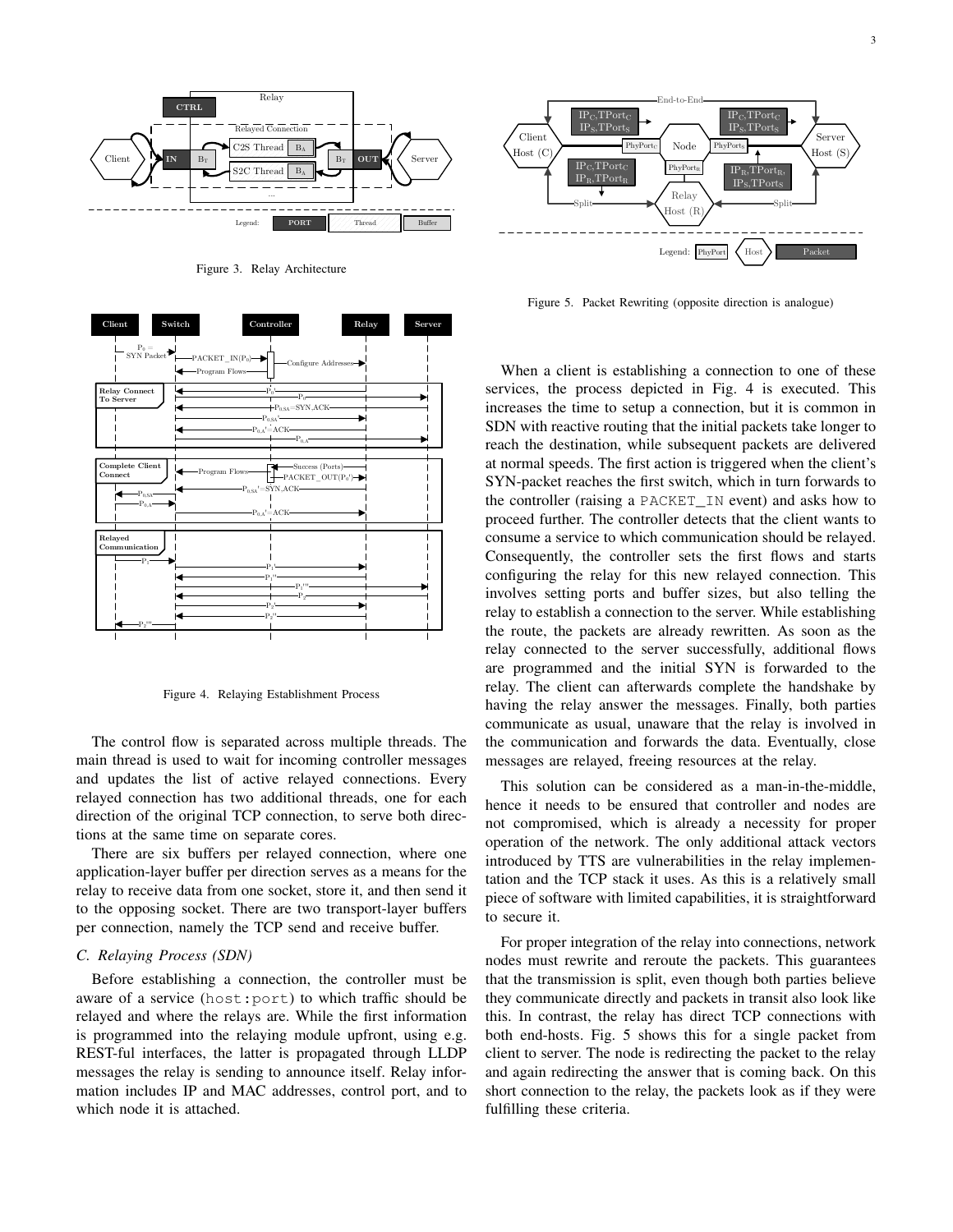Figure 3. Relay Architecture

Figure 4. Relaying Establishment Process

The control flow is separated across multiple threads. The main thread is used to wait for incoming controller messages and updates the list of active relayed connections. Every relayed connection has two additional threads, one for each direction of the original TCP connection, to serve both directions at the same time on separate cores.

There are six buffers per relayed connection, where one application-layer buffer per direction serves as a means for the relay to receive data from one socket, store it, and then send it to the opposing socket. There are two transport-layer buffers per connection, namely the TCP send and receive buffer.

### C. Relaying Process (SDN)

Before establishing a connection, the controller must be aware of a service (`host:port`) to which traffic should be relayed and where the relays are. While the first information is programmed into the relaying module upfront, using e.g. REST-ful interfaces, the latter is propagated through LLDP messages the relay is sending to announce itself. Relay information includes IP and MAC addresses, control port, and to which node it is attached.

Figure 5. Packet Rewriting (opposite direction is analogue)

When a client is establishing a connection to one of these services, the process depicted in Fig. 4 is executed. This increases the time to setup a connection, but it is common in SDN with reactive routing that the initial packets take longer to reach the destination, while subsequent packets are delivered at normal speeds. The first action is triggered when the client's SYN-packet reaches the first switch, which in turn forwards to the controller (raising a `PACKET_IN` event) and asks how to proceed further. The controller detects that the client wants to consume a service to which communication should be relayed. Consequently, the controller sets the first flows and starts configuring the relay for this new relayed connection. This involves setting ports and buffer sizes, but also telling the relay to establish a connection to the server. While establishing the route, the packets are already rewritten. As soon as the relay connected to the server successfully, additional flows are programmed and the initial SYN is forwarded to the relay. The client can afterwards complete the handshake by having the relay answer the messages. Finally, both parties communicate as usual, unaware that the relay is involved in the communication and forwards the data. Eventually, close messages are relayed, freeing resources at the relay.

This solution can be considered as a man-in-the-middle, hence it needs to be ensured that controller and nodes are not compromised, which is already a necessity for proper operation of the network. The only additional attack vectors introduced by TTS are vulnerabilities in the relay implementation and the TCP stack it uses. As this is a relatively small piece of software with limited capabilities, it is straightforward to secure it.

For proper integration of the relay into connections, network nodes must rewrite and reroute the packets. This guarantees that the transmission is split, even though both parties believe they communicate directly and packets in transit also look like this. In contrast, the relay has direct TCP connections with both end-hosts. Fig. 5 shows this for a single packet from client to server. The node is redirecting the packet to the relay and again redirecting the answer that is coming back. On this short connection to the relay, the packets look as if they were fulfilling these criteria.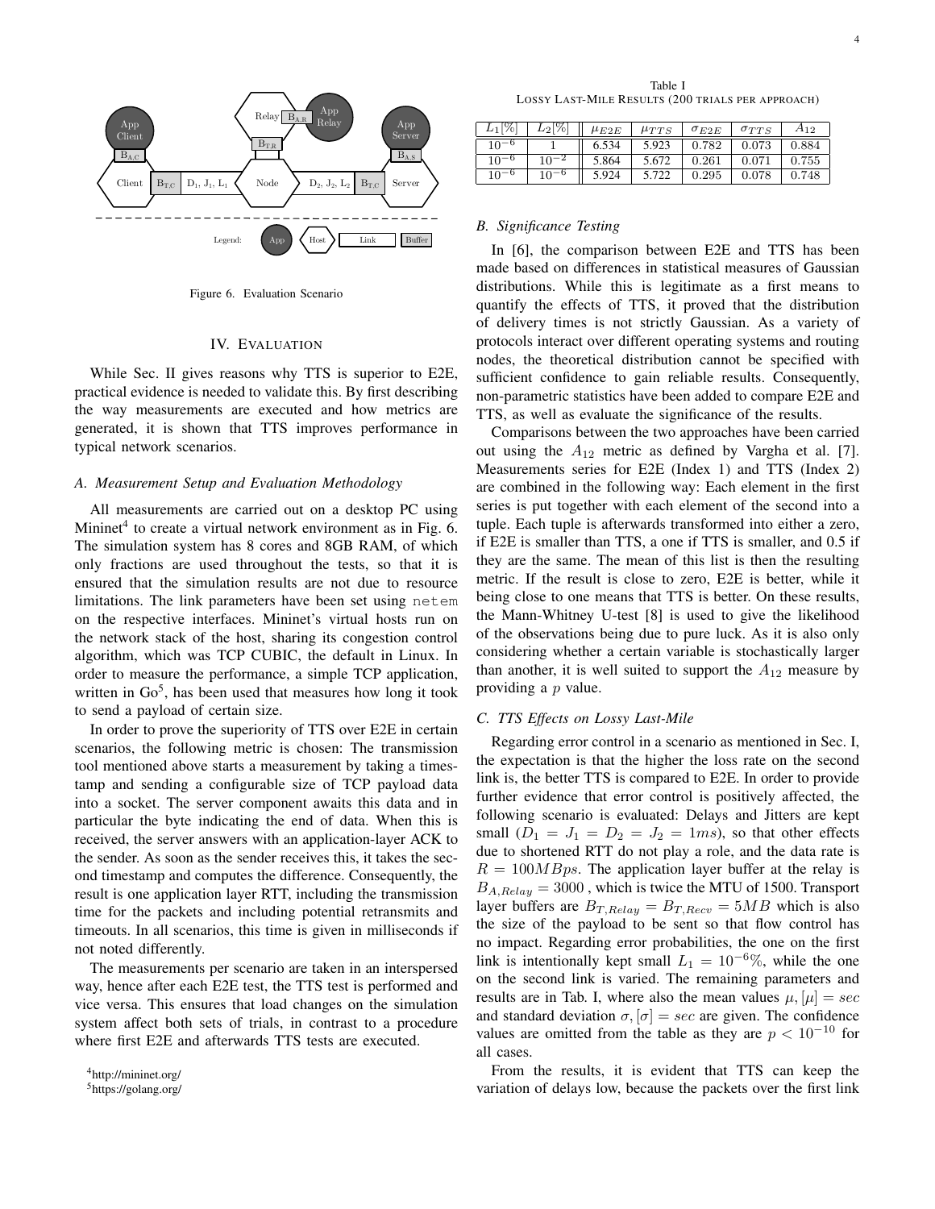Figure 6. Evaluation Scenario

## IV. Evaluation

While Sec. II gives reasons why TTS is superior to E2E, practical evidence is needed to validate this. By first describing the way measurements are executed and how metrics are generated, it is shown that TTS improves performance in typical network scenarios.

### A. Measurement Setup and Evaluation Methodology

All measurements are carried out on a desktop PC using Mininet[4] to create a virtual network environment as in Fig. 6. The simulation system has 8 cores and 8GB RAM, of which only fractions are used throughout the tests, so that it is ensured that the simulation results are not due to resource limitations. The link parameters have been set using `netem` on the respective interfaces. Mininet's virtual hosts run on the network stack of the host, sharing its congestion control algorithm, which was TCP CUBIC, the default in Linux. In order to measure the performance, a simple TCP application, written in Go[5], has been used that measures how long it took to send a payload of certain size.

In order to prove the superiority of TTS over E2E in certain scenarios, the following metric is chosen: The transmission tool mentioned above starts a measurement by taking a timestamp and sending a configurable size of TCP payload data into a socket. The server component awaits this data and in particular the byte indicating the end of data. When this is received, the server answers with an application-layer ACK to the sender. As soon as the sender receives this, it takes the second timestamp and computes the difference. Consequently, the result is one application layer RTT, including the transmission time for the packets and including potential retransmits and timeouts. In all scenarios, this time is given in milliseconds if not noted differently.

The measurements per scenario are taken in an interspersed way, hence after each E2E test, the TTS test is performed and vice versa. This ensures that load changes on the simulation system affect both sets of trials, in contrast to a procedure where first E2E and afterwards TTS tests are executed.

[4] http://mininet.org/

[5] https://golang.org/

Table I
Lossy Last-Mile Results (200 trials per approach)

| $L_1[\%]$ | $L_2[\%]$ | $\mu_{E2E}$ | $\mu_{TTS}$ | $\sigma_{E2E}$ | $\sigma_{TTS}$ | $A_{12}$ |
|---|---|---|---|---|---|---|
| $10^{-6}$ | 1 | 6.534 | 5.923 | 0.782 | 0.073 | 0.884 |
| $10^{-6}$ | $10^{-2}$ | 5.864 | 5.672 | 0.261 | 0.071 | 0.755 |
| $10^{-6}$ | $10^{-6}$ | 5.924 | 5.722 | 0.295 | 0.078 | 0.748 |

### B. Significance Testing

In [6], the comparison between E2E and TTS has been made based on differences in statistical measures of Gaussian distributions. While this is legitimate as a first means to quantify the effects of TTS, it proved that the distribution of delivery times is not strictly Gaussian. As a variety of protocols interact over different operating systems and routing nodes, the theoretical distribution cannot be specified with sufficient confidence to gain reliable results. Consequently, non-parametric statistics have been added to compare E2E and TTS, as well as evaluate the significance of the results.

Comparisons between the two approaches have been carried out using the $A_{12}$ metric as defined by Vargha et al. [7]. Measurements series for E2E (Index 1) and TTS (Index 2) are combined in the following way: Each element in the first series is put together with each element of the second into a tuple. Each tuple is afterwards transformed into either a zero, if E2E is smaller than TTS, a one if TTS is smaller, and 0.5 if they are the same. The mean of this list is then the resulting metric. If the result is close to zero, E2E is better, while it being close to one means that TTS is better. On these results, the Mann-Whitney U-test [8] is used to give the likelihood of the observations being due to pure luck. As it is also only considering whether a certain variable is stochastically larger than another, it is well suited to support the $A_{12}$ measure by providing a $p$ value.

### C. TTS Effects on Lossy Last-Mile

Regarding error control in a scenario as mentioned in Sec. I, the expectation is that the higher the loss rate on the second link is, the better TTS is compared to E2E. In order to provide further evidence that error control is positively affected, the following scenario is evaluated: Delays and Jitters are kept small ($D_1 = J_1 = D_2 = J_2 = 1ms$), so that other effects due to shortened RTT do not play a role, and the data rate is $R = 100MBps$. The application layer buffer at the relay is $B_{A,Relay} = 3000$ , which is twice the MTU of 1500. Transport layer buffers are $B_{T,Relay} = B_{T,Recv} = 5MB$ which is also the size of the payload to be sent so that flow control has no impact. Regarding error probabilities, the one on the first link is intentionally kept small $L_1 = 10^{-6}\%$, while the one on the second link is varied. The remaining parameters and results are in Tab. I, where also the mean values $\mu, [\mu] = sec$ and standard deviation $\sigma, [\sigma] = sec$ are given. The confidence values are omitted from the table as they are $p < 10^{-10}$ for all cases.

From the results, it is evident that TTS can keep the variation of delays low, because the packets over the first link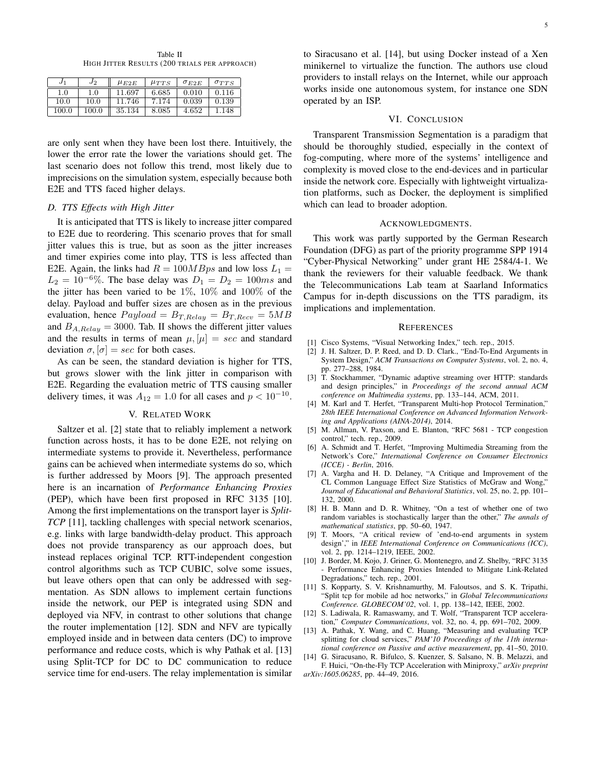Table II
HIGH JITTER RESULTS (200 TRIALS PER APPROACH)

| $J_1$ | $J_2$ | $\mu_{E2E}$ | $\mu_{TTS}$ | $\sigma_{E2E}$ | $\sigma_{TTS}$ |
|---|---|---|---|---|---|
| 1.0 | 1.0 | 11.697 | 6.685 | 0.010 | 0.116 |
| 10.0 | 10.0 | 11.746 | 7.174 | 0.039 | 0.139 |
| 100.0 | 100.0 | 35.134 | 8.085 | 4.652 | 1.148 |

are only sent when they have been lost there. Intuitively, the lower the error rate the lower the variations should get. The last scenario does not follow this trend, most likely due to imprecisions on the simulation system, especially because both E2E and TTS faced higher delays.

### D. TTS Effects with High Jitter

It is anticipated that TTS is likely to increase jitter compared to E2E due to reordering. This scenario proves that for small jitter values this is true, but as soon as the jitter increases and timer expiries come into play, TTS is less affected than E2E. Again, the links had $R = 100MBps$ and low loss $L_1 = L_2 = 10^{-6}\%$. The base delay was $D_1 = D_2 = 100ms$ and the jitter has been varied to be $1\%$, $10\%$ and $100\%$ of the delay. Payload and buffer sizes are chosen as in the previous evaluation, hence $Payload = B_{T,Relay} = B_{T,Recv} = 5MB$ and $B_{A,Relay} = 3000$. Tab. II shows the different jitter values and the results in terms of mean $\mu, [\mu] = sec$ and standard deviation $\sigma, [\sigma] = sec$ for both cases.

As can be seen, the standard deviation is higher for TTS, but grows slower with the link jitter in comparison with E2E. Regarding the evaluation metric of TTS causing smaller delivery times, it was $A_{12} = 1.0$ for all cases and $p < 10^{-10}$.

## V. RELATED WORK

Saltzer et al. [2] state that to reliably implement a network function across hosts, it has to be done E2E, not relying on intermediate systems to provide it. Nevertheless, performance gains can be achieved when intermediate systems do so, which is further addressed by Moors [9]. The approach presented here is an incarnation of *Performance Enhancing Proxies* (PEP), which have been first proposed in RFC 3135 [10]. Among the first implementations on the transport layer is *Split-TCP* [11], tackling challenges with special network scenarios, e.g. links with large bandwidth-delay product. This approach does not provide transparency as our approach does, but instead replaces original TCP. RTT-independent congestion control algorithms such as TCP CUBIC, solve some issues, but leave others open that can only be addressed with segmentation. As SDN allows to implement certain functions inside the network, our PEP is integrated using SDN and deployed via NFV, in contrast to other solutions that change the router implementation [12]. SDN and NFV are typically employed inside and in between data centers (DC) to improve performance and reduce costs, which is why Pathak et al. [13] using Split-TCP for DC to DC communication to reduce service time for end-users. The relay implementation is similar to Siracusano et al. [14], but using Docker instead of a Xen minikernel to virtualize the function. The authors use cloud providers to install relays on the Internet, while our approach works inside one autonomous system, for instance one SDN operated by an ISP.

## VI. CONCLUSION

Transparent Transmission Segmentation is a paradigm that should be thoroughly studied, especially in the context of fog-computing, where more of the systems' intelligence and complexity is moved close to the end-devices and in particular inside the network core. Especially with lightweight virtualization platforms, such as Docker, the deployment is simplified which can lead to broader adoption.

## ACKNOWLEDGMENTS.

This work was partly supported by the German Research Foundation (DFG) as part of the priority programme SPP 1914 "Cyber-Physical Networking" under grant HE 2584/4-1. We thank the reviewers for their valuable feedback. We thank the Telecommunications Lab team at Saarland Informatics Campus for in-depth discussions on the TTS paradigm, its implications and implementation.

## REFERENCES

[1] Cisco Systems, "Visual Networking Index," tech. rep., 2015.

[2] J. H. Saltzer, D. P. Reed, and D. D. Clark., "End-To-End Arguments in System Design," *ACM Transactions on Computer Systems*, vol. 2, no. 4, pp. 277–288, 1984.

[3] T. Stockhammer, "Dynamic adaptive streaming over HTTP: standards and design principles," in *Proceedings of the second annual ACM conference on Multimedia systems*, pp. 133–144, ACM, 2011.

[4] M. Karl and T. Herfet, "Transparent Multi-hop Protocol Termination," *28th IEEE International Conference on Advanced Information Networking and Applications (AINA-2014)*, 2014.

[5] M. Allman, V. Paxson, and E. Blanton, "RFC 5681 - TCP congestion control," tech. rep., 2009.

[6] A. Schmidt and T. Herfet, "Improving Multimedia Streaming from the Network's Core," *International Conference on Consumer Electronics (ICCE) - Berlin*, 2016.

[7] A. Vargha and H. D. Delaney, "A Critique and Improvement of the CL Common Language Effect Size Statistics of McGraw and Wong," *Journal of Educational and Behavioral Statistics*, vol. 25, no. 2, pp. 101–132, 2000.

[8] H. B. Mann and D. R. Whitney, "On a test of whether one of two random variables is stochastically larger than the other," *The annals of mathematical statistics*, pp. 50–60, 1947.

[9] T. Moors, "A critical review of 'end-to-end arguments in system design'," in *IEEE International Conference on Communications (ICC)*, vol. 2, pp. 1214–1219, IEEE, 2002.

[10] J. Border, M. Kojo, J. Griner, G. Montenegro, and Z. Shelby, "RFC 3135 - Performance Enhancing Proxies Intended to Mitigate Link-Related Degradations," tech. rep., 2001.

[11] S. Kopparty, S. V. Krishnamurthy, M. Faloutsos, and S. K. Tripathi, "Split tcp for mobile ad hoc networks," in *Global Telecommunications Conference. GLOBECOM'02*, vol. 1, pp. 138–142, IEEE, 2002.

[12] S. Ladiwala, R. Ramaswamy, and T. Wolf, "Transparent TCP acceleration," *Computer Communications*, vol. 32, no. 4, pp. 691–702, 2009.

[13] A. Pathak, Y. Wang, and C. Huang, "Measuring and evaluating TCP splitting for cloud services," *PAM'10 Proceedings of the 11th international conference on Passive and active measurement*, pp. 41–50, 2010.

[14] G. Siracusano, R. Bifulco, S. Kuenzer, S. Salsano, N. B. Melazzi, and F. Huici, "On-the-Fly TCP Acceleration with Miniproxy," *arXiv preprint arXiv:1605.06285*, pp. 44–49, 2016.